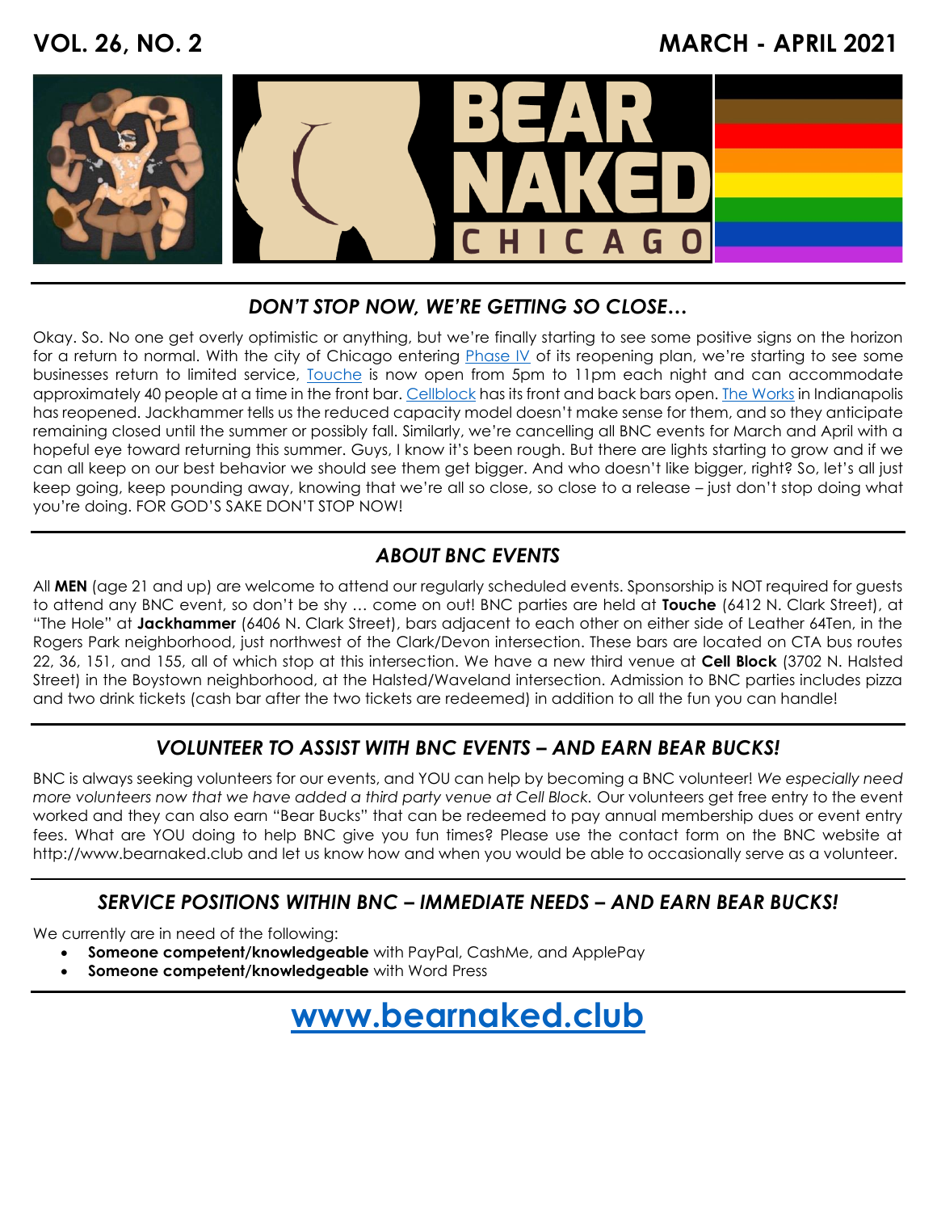# BEAR NAKED CHICAGO

VOL. 26, NO. 2 — MARCH - APRIL 2021

## *DON'T STOP NOW, WE'RE GETTING SO CLOSE…*

Okay. So. No one get overly optimistic or anything, but we're finally starting to see some positive signs on the horizon for a return to normal. With the city of Chicago entering Phase IV of its reopening plan, we're starting to see some businesses return to limited service, Touche is now open from 5pm to 11pm each night and can accommodate approximately 40 people at a time in the front bar. Cellblock has its front and back bars open. The Works in Indianapolis has reopened. Jackhammer tells us the reduced capacity model doesn't make sense for them, and so they anticipate remaining closed until the summer or possibly fall. Similarly, we're cancelling all BNC events for March and April with a hopeful eye toward returning this summer. Guys, I know it's been rough. But there are lights starting to grow and if we can all keep on our best behavior we should see them get bigger. And who doesn't like bigger, right? So, let's all just keep going, keep pounding away, knowing that we're all so close, so close to a release – just don't stop doing what you're doing. FOR GOD'S SAKE DON'T STOP NOW!

## *ABOUT BNC EVENTS*

All **MEN** (age 21 and up) are welcome to attend our regularly scheduled events. Sponsorship is NOT required for guests to attend any BNC event, so don't be shy … come on out! BNC parties are held at **Touche** (6412 N. Clark Street), at "The Hole" at **Jackhammer** (6406 N. Clark Street), bars adjacent to each other on either side of Leather 64Ten, in the Rogers Park neighborhood, just northwest of the Clark/Devon intersection. These bars are located on CTA bus routes 22, 36, 151, and 155, all of which stop at this intersection. We have a new third venue at **Cell Block** (3702 N. Halsted Street) in the Boystown neighborhood, at the Halsted/Waveland intersection. Admission to BNC parties includes pizza and two drink tickets (cash bar after the two tickets are redeemed) in addition to all the fun you can handle!

## *VOLUNTEER TO ASSIST WITH BNC EVENTS – AND EARN BEAR BUCKS!*

BNC is always seeking volunteers for our events, and YOU can help by becoming a BNC volunteer! *We especially need more volunteers now that we have added a third party venue at Cell Block.* Our volunteers get free entry to the event worked and they can also earn "Bear Bucks" that can be redeemed to pay annual membership dues or event entry fees. What are YOU doing to help BNC give you fun times? Please use the contact form on the BNC website at http://www.bearnaked.club and let us know how and when you would be able to occasionally serve as a volunteer.

## *SERVICE POSITIONS WITHIN BNC – IMMEDIATE NEEDS – AND EARN BEAR BUCKS!*

We currently are in need of the following:

- **Someone competent/knowledgeable** with PayPal, CashMe, and ApplePay
- **Someone competent/knowledgeable** with Word Press

## **www.bearnaked.club**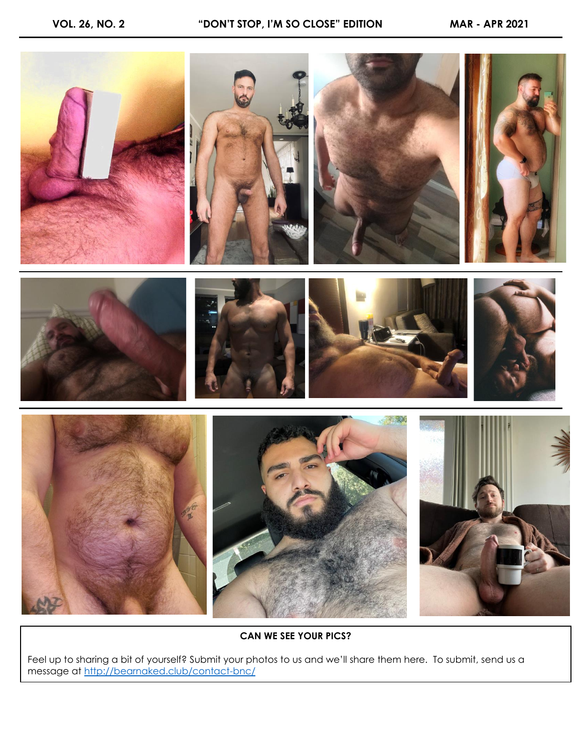## CAN WE SEE YOUR PICS?

Feel up to sharing a bit of yourself? Submit your photos to us and we'll share them here. To submit, send us a message at http://bearnaked.club/contact-bnc/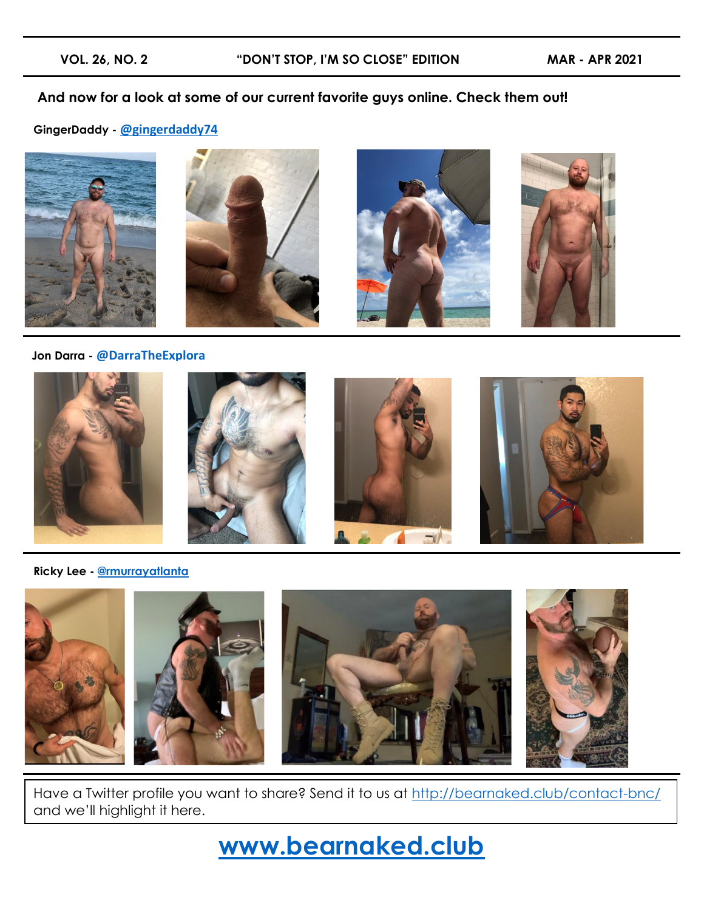And now for a look at some of our current favorite guys online. Check them out!

**GingerDaddy** - [@gingerdaddy74]

**Jon Darra** - @DarraTheExplora

**Ricky Lee** - [@rmurrayatlanta]

Have a Twitter profile you want to share? Send it to us at http://bearnaked.club/contact-bnc/ and we'll highlight it here.

**www.bearnaked.club**